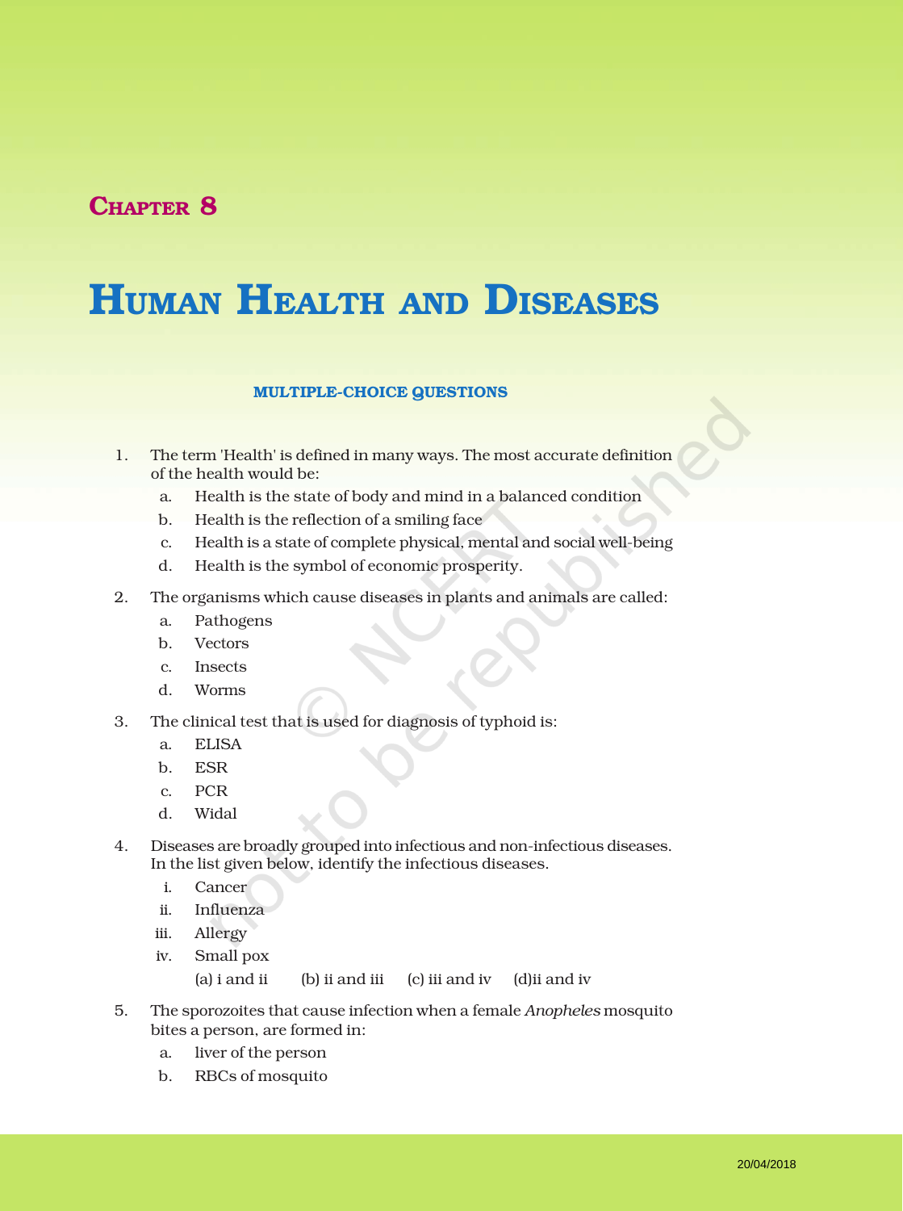# Chapter 8

# Human Health and Diseases

## MULTIPLE-CHOICE QUESTIONS

1. The term 'Health' is defined in many ways. The most accurate definition of the health would be:
   a. Health is the state of body and mind in a balanced condition
   b. Health is the reflection of a smiling face
   c. Health is a state of complete physical, mental and social well-being
   d. Health is the symbol of economic prosperity.

2. The organisms which cause diseases in plants and animals are called:
   a. Pathogens
   b. Vectors
   c. Insects
   d. Worms

3. The clinical test that is used for diagnosis of typhoid is:
   a. ELISA
   b. ESR
   c. PCR
   d. Widal

4. Diseases are broadly grouped into infectious and non-infectious diseases. In the list given below, identify the infectious diseases.
   i. Cancer
   ii. Influenza
   iii. Allergy
   iv. Small pox

   (a) i and ii (b) ii and iii (c) iii and iv (d)ii and iv

5. The sporozoites that cause infection when a female *Anopheles* mosquito bites a person, are formed in:
   a. liver of the person
   b. RBCs of mosquito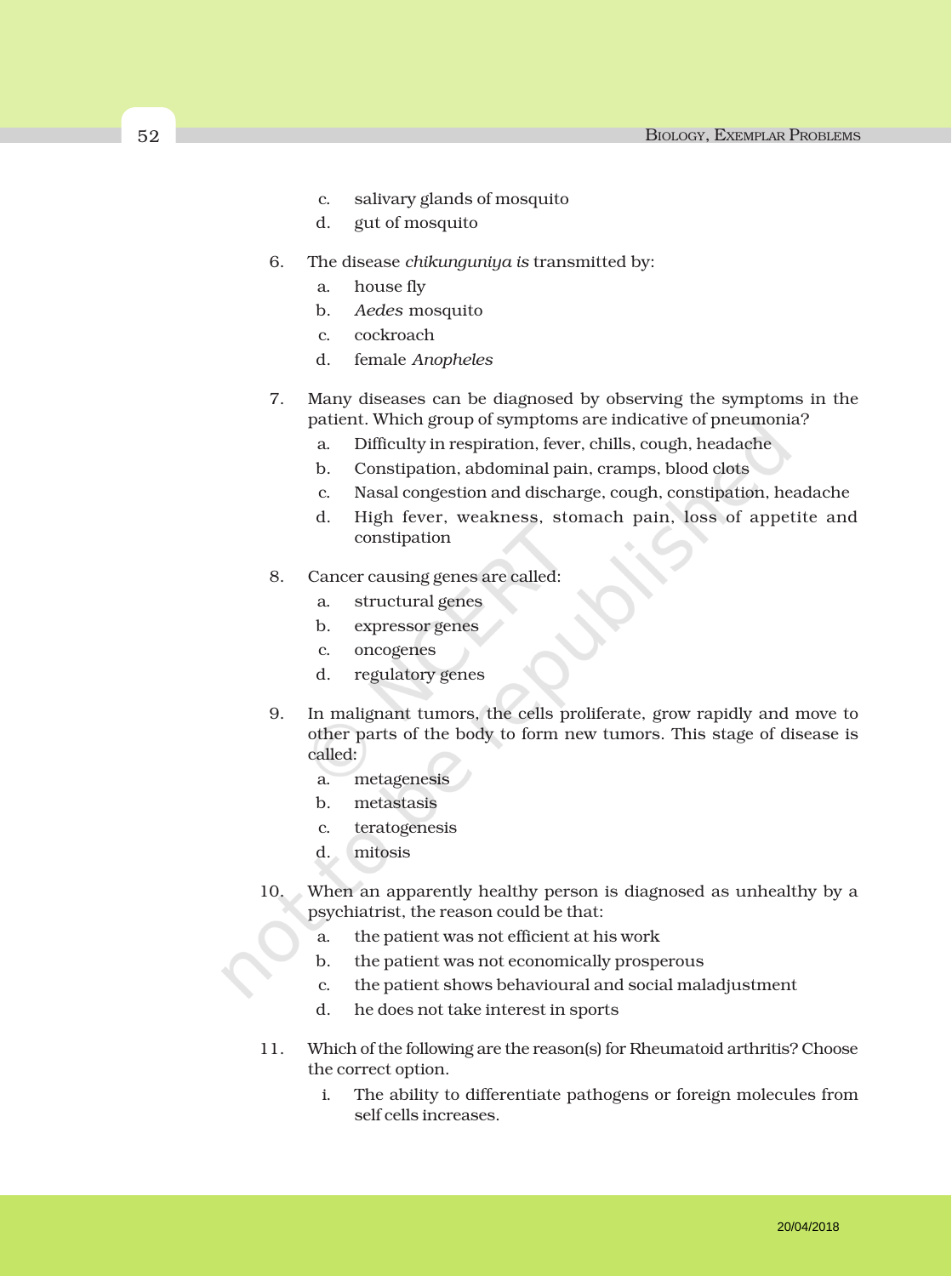c. salivary glands of mosquito
d. gut of mosquito

6. The disease *chikunguniya is* transmitted by:
   a. house fly
   b. *Aedes* mosquito
   c. cockroach
   d. female *Anopheles*

7. Many diseases can be diagnosed by observing the symptoms in the patient. Which group of symptoms are indicative of pneumonia?
   a. Difficulty in respiration, fever, chills, cough, headache
   b. Constipation, abdominal pain, cramps, blood clots
   c. Nasal congestion and discharge, cough, constipation, headache
   d. High fever, weakness, stomach pain, loss of appetite and constipation

8. Cancer causing genes are called:
   a. structural genes
   b. expressor genes
   c. oncogenes
   d. regulatory genes

9. In malignant tumors, the cells proliferate, grow rapidly and move to other parts of the body to form new tumors. This stage of disease is called:
   a. metagenesis
   b. metastasis
   c. teratogenesis
   d. mitosis

10. When an apparently healthy person is diagnosed as unhealthy by a psychiatrist, the reason could be that:
    a. the patient was not efficient at his work
    b. the patient was not economically prosperous
    c. the patient shows behavioural and social maladjustment
    d. he does not take interest in sports

11. Which of the following are the reason(s) for Rheumatoid arthritis? Choose the correct option.
    i. The ability to differentiate pathogens or foreign molecules from self cells increases.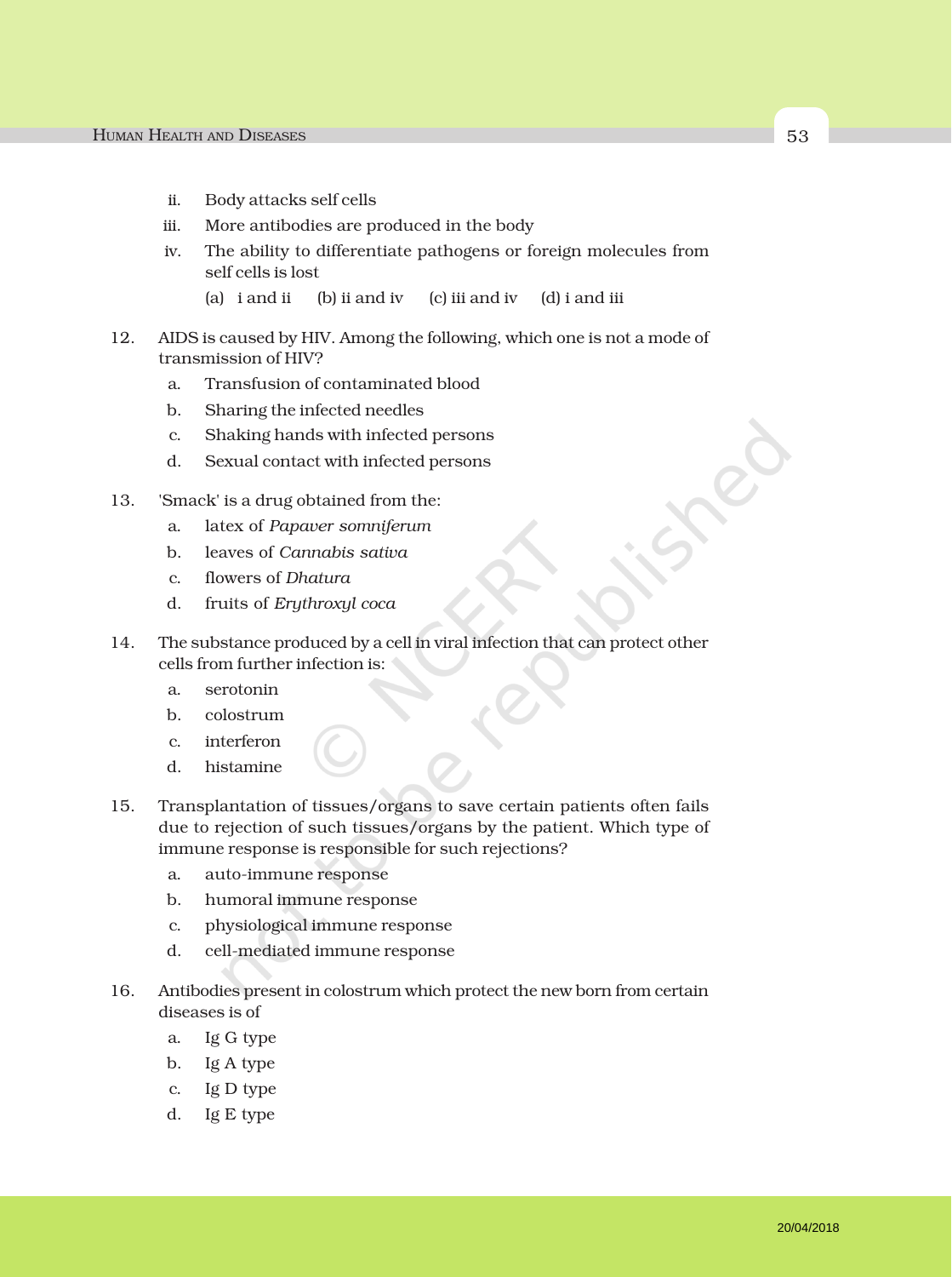ii. Body attacks self cells

iii. More antibodies are produced in the body

iv. The ability to differentiate pathogens or foreign molecules from self cells is lost

(a) i and ii (b) ii and iv (c) iii and iv (d) i and iii

12. AIDS is caused by HIV. Among the following, which one is not a mode of transmission of HIV?
    a. Transfusion of contaminated blood
    b. Sharing the infected needles
    c. Shaking hands with infected persons
    d. Sexual contact with infected persons

13. 'Smack' is a drug obtained from the:
    a. latex of *Papaver somniferum*
    b. leaves of *Cannabis sativa*
    c. flowers of *Dhatura*
    d. fruits of *Erythroxyl coca*

14. The substance produced by a cell in viral infection that can protect other cells from further infection is:
    a. serotonin
    b. colostrum
    c. interferon
    d. histamine

15. Transplantation of tissues/organs to save certain patients often fails due to rejection of such tissues/organs by the patient. Which type of immune response is responsible for such rejections?
    a. auto-immune response
    b. humoral immune response
    c. physiological immune response
    d. cell-mediated immune response

16. Antibodies present in colostrum which protect the new born from certain diseases is of
    a. Ig G type
    b. Ig A type
    c. Ig D type
    d. Ig E type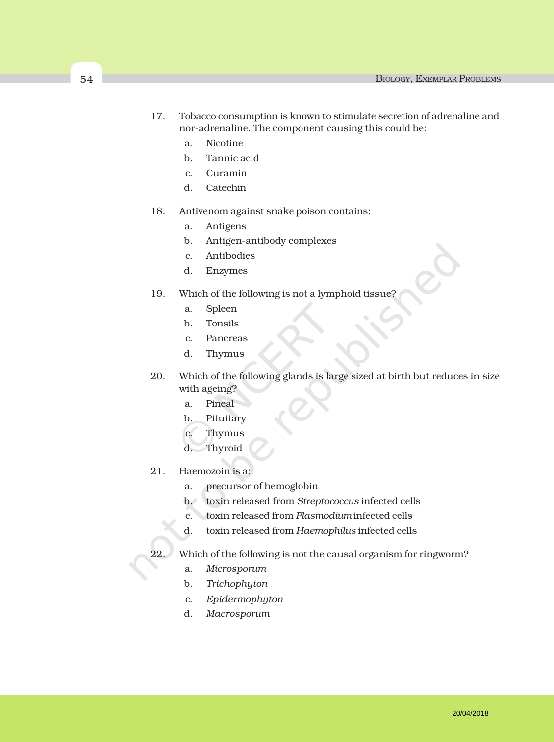17. Tobacco consumption is known to stimulate secretion of adrenaline and nor-adrenaline. The component causing this could be:

    a. Nicotine
    b. Tannic acid
    c. Curamin
    d. Catechin

18. Antivenom against snake poison contains:

    a. Antigens
    b. Antigen-antibody complexes
    c. Antibodies
    d. Enzymes

19. Which of the following is not a lymphoid tissue?

    a. Spleen
    b. Tonsils
    c. Pancreas
    d. Thymus

20. Which of the following glands is large sized at birth but reduces in size with ageing?

    a. Pineal
    b. Pituitary
    c. Thymus
    d. Thyroid

21. Haemozoin is a:

    a. precursor of hemoglobin
    b. toxin released from *Streptococcus* infected cells
    c. toxin released from *Plasmodium* infected cells
    d. toxin released from *Haemophilus* infected cells

22. Which of the following is not the causal organism for ringworm?

    a. *Microsporum*
    b. *Trichophyton*
    c. *Epidermophyton*
    d. *Macrosporum*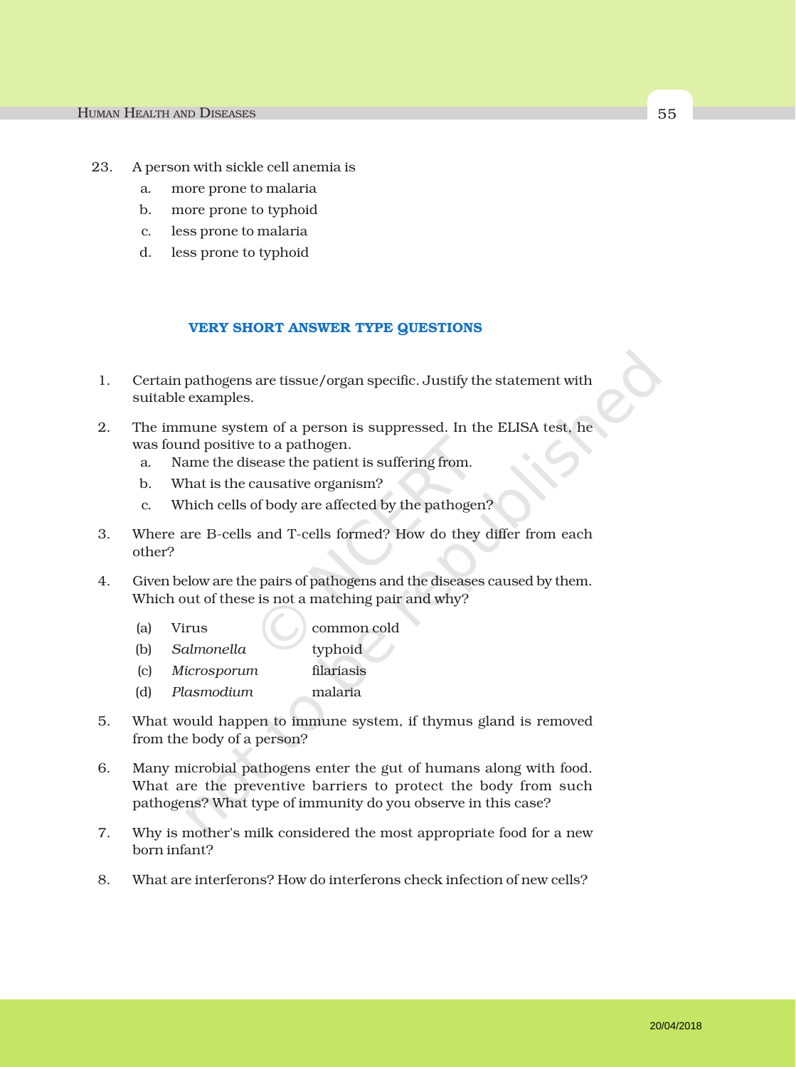23. A person with sickle cell anemia is
    a. more prone to malaria
    b. more prone to typhoid
    c. less prone to malaria
    d. less prone to typhoid

## VERY SHORT ANSWER TYPE QUESTIONS

1. Certain pathogens are tissue/organ specific. Justify the statement with suitable examples.

2. The immune system of a person is suppressed. In the ELISA test, he was found positive to a pathogen.
    a. Name the disease the patient is suffering from.
    b. What is the causative organism?
    c. Which cells of body are affected by the pathogen?

3. Where are B-cells and T-cells formed? How do they differ from each other?

4. Given below are the pairs of pathogens and the diseases caused by them. Which out of these is not a matching pair and why?

    (a) Virus — common cold
    (b) *Salmonella* — typhoid
    (c) *Microsporum* — filariasis
    (d) *Plasmodium* — malaria

5. What would happen to immune system, if thymus gland is removed from the body of a person?

6. Many microbial pathogens enter the gut of humans along with food. What are the preventive barriers to protect the body from such pathogens? What type of immunity do you observe in this case?

7. Why is mother's milk considered the most appropriate food for a new born infant?

8. What are interferons? How do interferons check infection of new cells?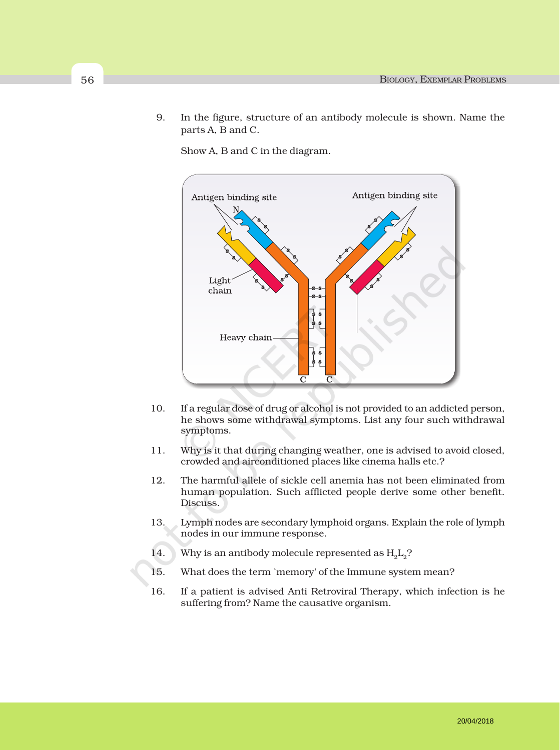9. In the figure, structure of an antibody molecule is shown. Name the parts A, B and C.

   Show A, B and C in the diagram.

   Antigen binding site

   Antigen binding site

   N

   Light chain

   Heavy chain

   C C

10. If a regular dose of drug or alcohol is not provided to an addicted person, he shows some withdrawal symptoms. List any four such withdrawal symptoms.

11. Why is it that during changing weather, one is advised to avoid closed, crowded and airconditioned places like cinema halls etc.?

12. The harmful allele of sickle cell anemia has not been eliminated from human population. Such afflicted people derive some other benefit. Discuss.

13. Lymph nodes are secondary lymphoid organs. Explain the role of lymph nodes in our immune response.

14. Why is an antibody molecule represented as $H_2L_2$?

15. What does the term `memory' of the Immune system mean?

16. If a patient is advised Anti Retroviral Therapy, which infection is he suffering from? Name the causative organism.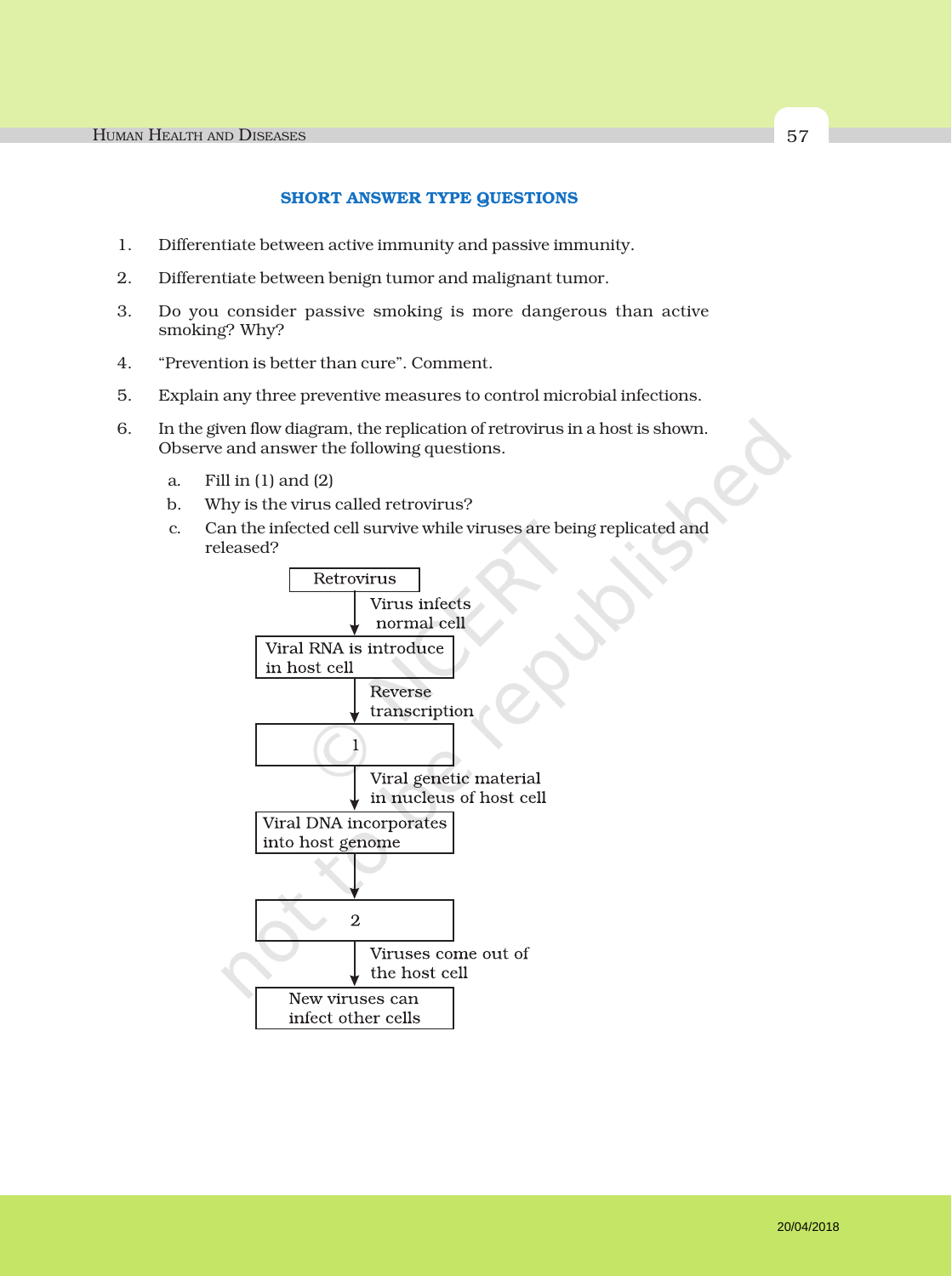## SHORT ANSWER TYPE QUESTIONS

1. Differentiate between active immunity and passive immunity.

2. Differentiate between benign tumor and malignant tumor.

3. Do you consider passive smoking is more dangerous than active smoking? Why?

4. "Prevention is better than cure". Comment.

5. Explain any three preventive measures to control microbial infections.

6. In the given flow diagram, the replication of retrovirus in a host is shown. Observe and answer the following questions.

   a. Fill in (1) and (2)

   b. Why is the virus called retrovirus?

   c. Can the infected cell survive while viruses are being replicated and released?

```
Retrovirus
   |  Virus infects normal cell
   v
Viral RNA is introduce in host cell
   |  Reverse transcription
   v
   1
   |  Viral genetic material in nucleus of host cell
   v
Viral DNA incorporates into host genome
   |
   v
   2
   |  Viruses come out of the host cell
   v
New viruses can infect other cells
```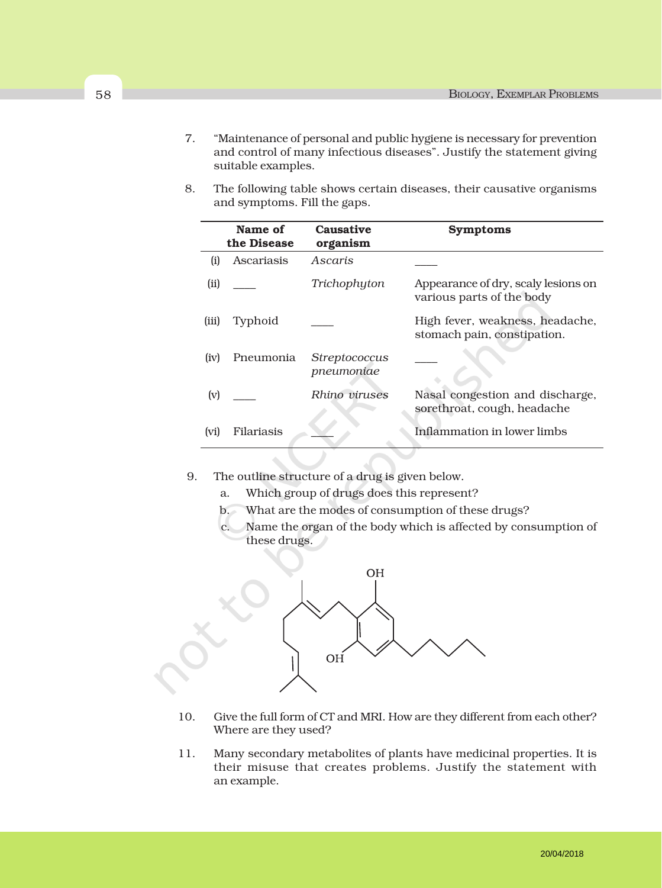7. "Maintenance of personal and public hygiene is necessary for prevention and control of many infectious diseases". Justify the statement giving suitable examples.

8. The following table shows certain diseases, their causative organisms and symptoms. Fill the gaps.

| | Name of the Disease | Causative organism | Symptoms |
|---|---|---|---|
| (i) | Ascariasis | *Ascaris* | ____ |
| (ii) | ____ | *Trichophyton* | Appearance of dry, scaly lesions on various parts of the body |
| (iii) | Typhoid | ____ | High fever, weakness, headache, stomach pain, constipation. |
| (iv) | Pneumonia | *Streptococcus pneumoniae* | ____ |
| (v) | ____ | *Rhino viruses* | Nasal congestion and discharge, sorethroat, cough, headache |
| (vi) | Filariasis | ____ | Inflammation in lower limbs |

9. The outline structure of a drug is given below.
   a. Which group of drugs does this represent?
   b. What are the modes of consumption of these drugs?
   c. Name the organ of the body which is affected by consumption of these drugs.

10. Give the full form of CT and MRI. How are they different from each other? Where are they used?

11. Many secondary metabolites of plants have medicinal properties. It is their misuse that creates problems. Justify the statement with an example.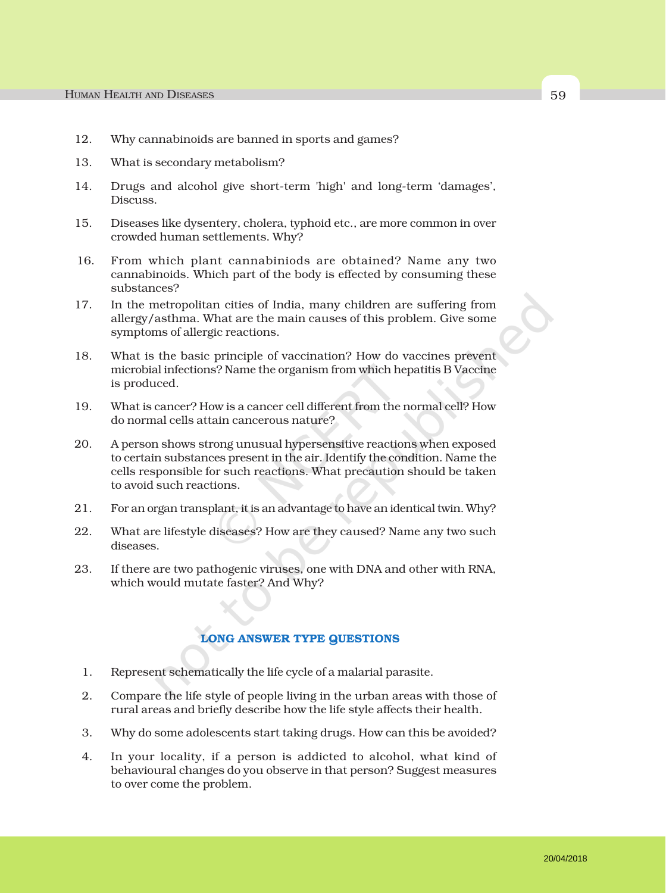12. Why cannabinoids are banned in sports and games?

13. What is secondary metabolism?

14. Drugs and alcohol give short-term 'high' and long-term ‘damages’, Discuss.

15. Diseases like dysentery, cholera, typhoid etc., are more common in over crowded human settlements. Why?

16. From which plant cannabiniods are obtained? Name any two cannabinoids. Which part of the body is effected by consuming these substances?

17. In the metropolitan cities of India, many children are suffering from allergy/asthma. What are the main causes of this problem. Give some symptoms of allergic reactions.

18. What is the basic principle of vaccination? How do vaccines prevent microbial infections? Name the organism from which hepatitis B Vaccine is produced.

19. What is cancer? How is a cancer cell different from the normal cell? How do normal cells attain cancerous nature?

20. A person shows strong unusual hypersensitive reactions when exposed to certain substances present in the air. Identify the condition. Name the cells responsible for such reactions. What precaution should be taken to avoid such reactions.

21. For an organ transplant, it is an advantage to have an identical twin. Why?

22. What are lifestyle diseases? How are they caused? Name any two such diseases.

23. If there are two pathogenic viruses, one with DNA and other with RNA, which would mutate faster? And Why?

## LONG ANSWER TYPE QUESTIONS

1. Represent schematically the life cycle of a malarial parasite.

2. Compare the life style of people living in the urban areas with those of rural areas and briefly describe how the life style affects their health.

3. Why do some adolescents start taking drugs. How can this be avoided?

4. In your locality, if a person is addicted to alcohol, what kind of behavioural changes do you observe in that person? Suggest measures to over come the problem.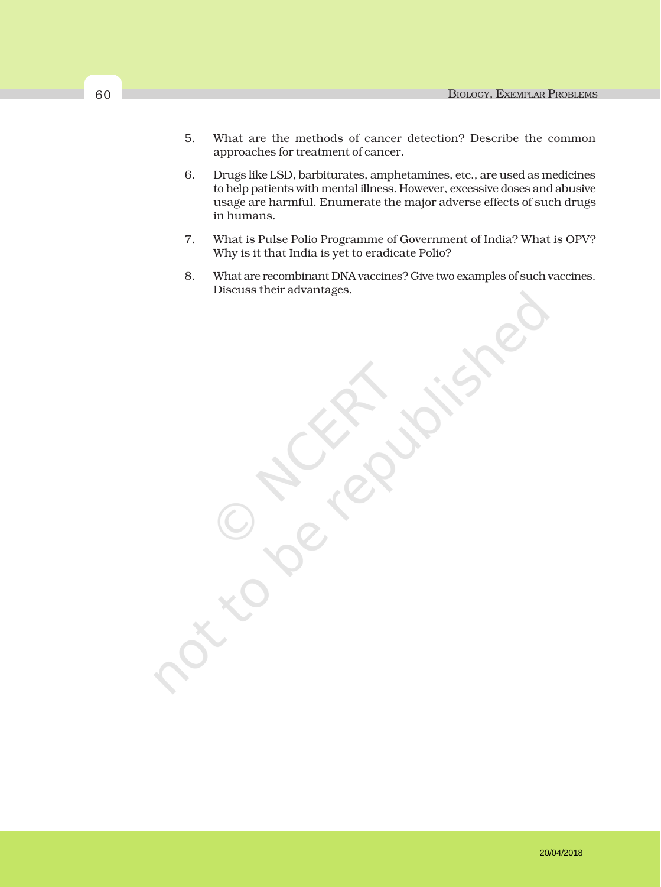5. What are the methods of cancer detection? Describe the common approaches for treatment of cancer.

6. Drugs like LSD, barbiturates, amphetamines, etc., are used as medicines to help patients with mental illness. However, excessive doses and abusive usage are harmful. Enumerate the major adverse effects of such drugs in humans.

7. What is Pulse Polio Programme of Government of India? What is OPV? Why is it that India is yet to eradicate Polio?

8. What are recombinant DNA vaccines? Give two examples of such vaccines. Discuss their advantages.